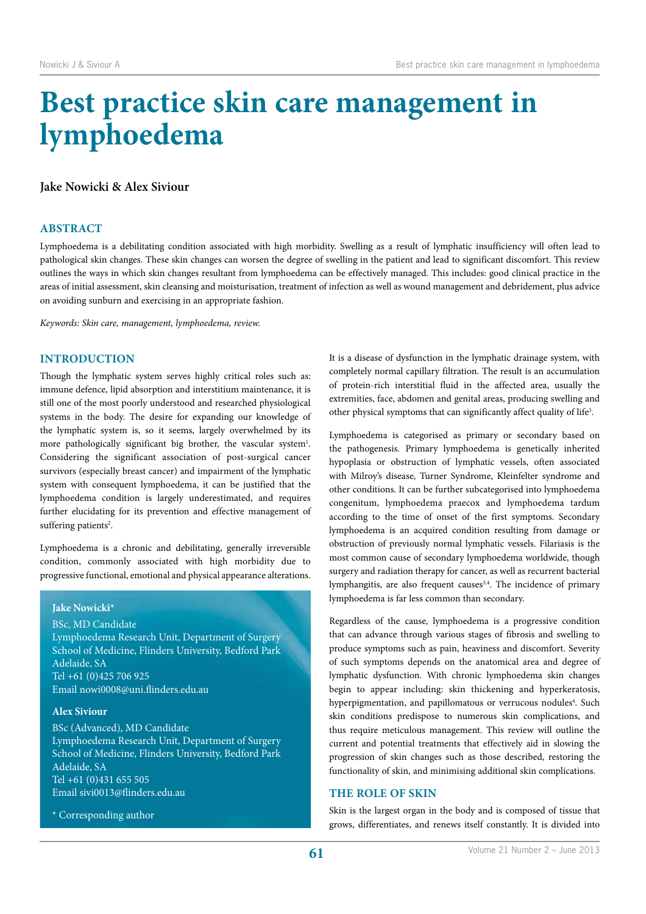# Best practice skin care management in lymphoedema

**Jake Nowicki & Alex Siviour**

## ABSTRACT

Lymphoedema is a debilitating condition associated with high morbidity. Swelling as a result of lymphatic insufficiency will often lead to pathological skin changes. These skin changes can worsen the degree of swelling in the patient and lead to significant discomfort. This review outlines the ways in which skin changes resultant from lymphoedema can be effectively managed. This includes: good clinical practice in the areas of initial assessment, skin cleansing and moisturisation, treatment of infection as well as wound management and debridement, plus advice on avoiding sunburn and exercising in an appropriate fashion.

*Keywords: Skin care, management, lymphoedema, review.*

## INTRODUCTION

Though the lymphatic system serves highly critical roles such as: immune defence, lipid absorption and interstitium maintenance, it is still one of the most poorly understood and researched physiological systems in the body. The desire for expanding our knowledge of the lymphatic system is, so it seems, largely overwhelmed by its more pathologically significant big brother, the vascular system[1]. Considering the significant association of post-surgical cancer survivors (especially breast cancer) and impairment of the lymphatic system with consequent lymphoedema, it can be justified that the lymphoedema condition is largely underestimated, and requires further elucidating for its prevention and effective management of suffering patients[2].

Lymphoedema is a chronic and debilitating, generally irreversible condition, commonly associated with high morbidity due to progressive functional, emotional and physical appearance alterations.

**Jake Nowicki\***
BSc, MD Candidate
Lymphoedema Research Unit, Department of Surgery
School of Medicine, Flinders University, Bedford Park
Adelaide, SA
Tel +61 (0)425 706 925
Email nowi0008@uni.flinders.edu.au

**Alex Siviour**
BSc (Advanced), MD Candidate
Lymphoedema Research Unit, Department of Surgery
School of Medicine, Flinders University, Bedford Park
Adelaide, SA
Tel +61 (0)431 655 505
Email sivi0013@flinders.edu.au

\* Corresponding author

It is a disease of dysfunction in the lymphatic drainage system, with completely normal capillary filtration. The result is an accumulation of protein-rich interstitial fluid in the affected area, usually the extremities, face, abdomen and genital areas, producing swelling and other physical symptoms that can significantly affect quality of life[3].

Lymphoedema is categorised as primary or secondary based on the pathogenesis. Primary lymphoedema is genetically inherited hypoplasia or obstruction of lymphatic vessels, often associated with Milroy's disease, Turner Syndrome, Kleinfelter syndrome and other conditions. It can be further subcategorised into lymphoedema congenitum, lymphoedema praecox and lymphoedema tardum according to the time of onset of the first symptoms. Secondary lymphoedema is an acquired condition resulting from damage or obstruction of previously normal lymphatic vessels. Filariasis is the most common cause of secondary lymphoedema worldwide, though surgery and radiation therapy for cancer, as well as recurrent bacterial lymphangitis, are also frequent causes[3,4]. The incidence of primary lymphoedema is far less common than secondary.

Regardless of the cause, lymphoedema is a progressive condition that can advance through various stages of fibrosis and swelling to produce symptoms such as pain, heaviness and discomfort. Severity of such symptoms depends on the anatomical area and degree of lymphatic dysfunction. With chronic lymphoedema skin changes begin to appear including: skin thickening and hyperkeratosis, hyperpigmentation, and papillomatous or verrucous nodules[4]. Such skin conditions predispose to numerous skin complications, and thus require meticulous management. This review will outline the current and potential treatments that effectively aid in slowing the progression of skin changes such as those described, restoring the functionality of skin, and minimising additional skin complications.

## THE ROLE OF SKIN

Skin is the largest organ in the body and is composed of tissue that grows, differentiates, and renews itself constantly. It is divided into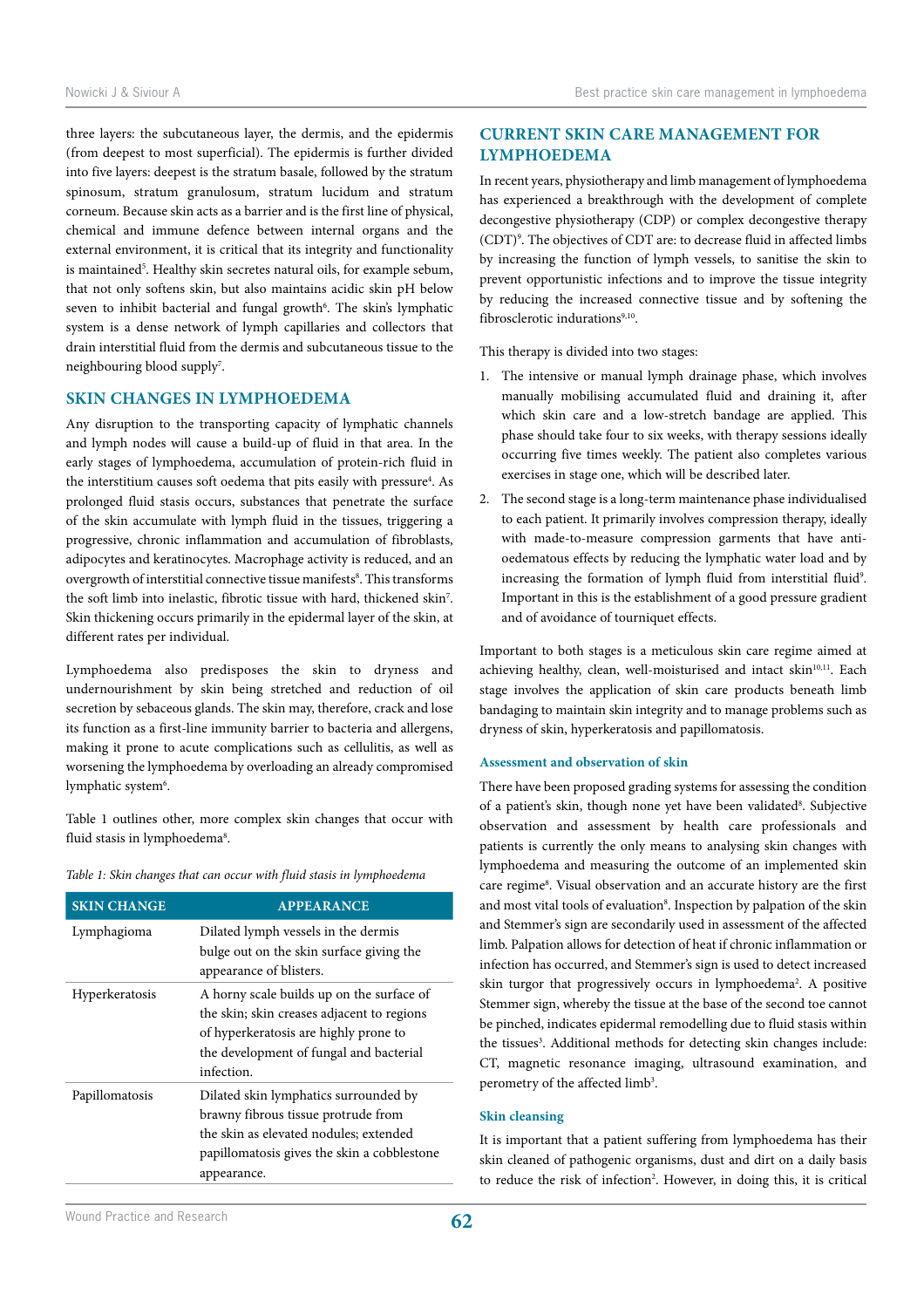three layers: the subcutaneous layer, the dermis, and the epidermis (from deepest to most superficial). The epidermis is further divided into five layers: deepest is the stratum basale, followed by the stratum spinosum, stratum granulosum, stratum lucidum and stratum corneum. Because skin acts as a barrier and is the first line of physical, chemical and immune defence between internal organs and the external environment, it is critical that its integrity and functionality is maintained[5]. Healthy skin secretes natural oils, for example sebum, that not only softens skin, but also maintains acidic skin pH below seven to inhibit bacterial and fungal growth[6]. The skin's lymphatic system is a dense network of lymph capillaries and collectors that drain interstitial fluid from the dermis and subcutaneous tissue to the neighbouring blood supply[7].

## SKIN CHANGES IN LYMPHOEDEMA

Any disruption to the transporting capacity of lymphatic channels and lymph nodes will cause a build-up of fluid in that area. In the early stages of lymphoedema, accumulation of protein-rich fluid in the interstitium causes soft oedema that pits easily with pressure[4]. As prolonged fluid stasis occurs, substances that penetrate the surface of the skin accumulate with lymph fluid in the tissues, triggering a progressive, chronic inflammation and accumulation of fibroblasts, adipocytes and keratinocytes. Macrophage activity is reduced, and an overgrowth of interstitial connective tissue manifests[8]. This transforms the soft limb into inelastic, fibrotic tissue with hard, thickened skin[7]. Skin thickening occurs primarily in the epidermal layer of the skin, at different rates per individual.

Lymphoedema also predisposes the skin to dryness and undernourishment by skin being stretched and reduction of oil secretion by sebaceous glands. The skin may, therefore, crack and lose its function as a first-line immunity barrier to bacteria and allergens, making it prone to acute complications such as cellulitis, as well as worsening the lymphoedema by overloading an already compromised lymphatic system[6].

Table 1 outlines other, more complex skin changes that occur with fluid stasis in lymphoedema[8].

*Table 1: Skin changes that can occur with fluid stasis in lymphoedema*

| SKIN CHANGE | APPEARANCE |
|---|---|
| Lymphagioma | Dilated lymph vessels in the dermis bulge out on the skin surface giving the appearance of blisters. |
| Hyperkeratosis | A horny scale builds up on the surface of the skin; skin creases adjacent to regions of hyperkeratosis are highly prone to the development of fungal and bacterial infection. |
| Papillomatosis | Dilated skin lymphatics surrounded by brawny fibrous tissue protrude from the skin as elevated nodules; extended papillomatosis gives the skin a cobblestone appearance. |

## CURRENT SKIN CARE MANAGEMENT FOR LYMPHOEDEMA

In recent years, physiotherapy and limb management of lymphoedema has experienced a breakthrough with the development of complete decongestive physiotherapy (CDP) or complex decongestive therapy (CDT)[9]. The objectives of CDT are: to decrease fluid in affected limbs by increasing the function of lymph vessels, to sanitise the skin to prevent opportunistic infections and to improve the tissue integrity by reducing the increased connective tissue and by softening the fibrosclerotic indurations[9,10].

This therapy is divided into two stages:

1. The intensive or manual lymph drainage phase, which involves manually mobilising accumulated fluid and draining it, after which skin care and a low-stretch bandage are applied. This phase should take four to six weeks, with therapy sessions ideally occurring five times weekly. The patient also completes various exercises in stage one, which will be described later.
2. The second stage is a long-term maintenance phase individualised to each patient. It primarily involves compression therapy, ideally with made-to-measure compression garments that have anti-oedematous effects by reducing the lymphatic water load and by increasing the formation of lymph fluid from interstitial fluid[9]. Important in this is the establishment of a good pressure gradient and of avoidance of tourniquet effects.

Important to both stages is a meticulous skin care regime aimed at achieving healthy, clean, well-moisturised and intact skin[10,11]. Each stage involves the application of skin care products beneath limb bandaging to maintain skin integrity and to manage problems such as dryness of skin, hyperkeratosis and papillomatosis.

### Assessment and observation of skin

There have been proposed grading systems for assessing the condition of a patient's skin, though none yet have been validated[8]. Subjective observation and assessment by health care professionals and patients is currently the only means to analysing skin changes with lymphoedema and measuring the outcome of an implemented skin care regime[8]. Visual observation and an accurate history are the first and most vital tools of evaluation[8]. Inspection by palpation of the skin and Stemmer's sign are secondarily used in assessment of the affected limb. Palpation allows for detection of heat if chronic inflammation or infection has occurred, and Stemmer's sign is used to detect increased skin turgor that progressively occurs in lymphoedema[2]. A positive Stemmer sign, whereby the tissue at the base of the second toe cannot be pinched, indicates epidermal remodelling due to fluid stasis within the tissues[3]. Additional methods for detecting skin changes include: CT, magnetic resonance imaging, ultrasound examination, and perometry of the affected limb[3].

### Skin cleansing

It is important that a patient suffering from lymphoedema has their skin cleaned of pathogenic organisms, dust and dirt on a daily basis to reduce the risk of infection[2]. However, in doing this, it is critical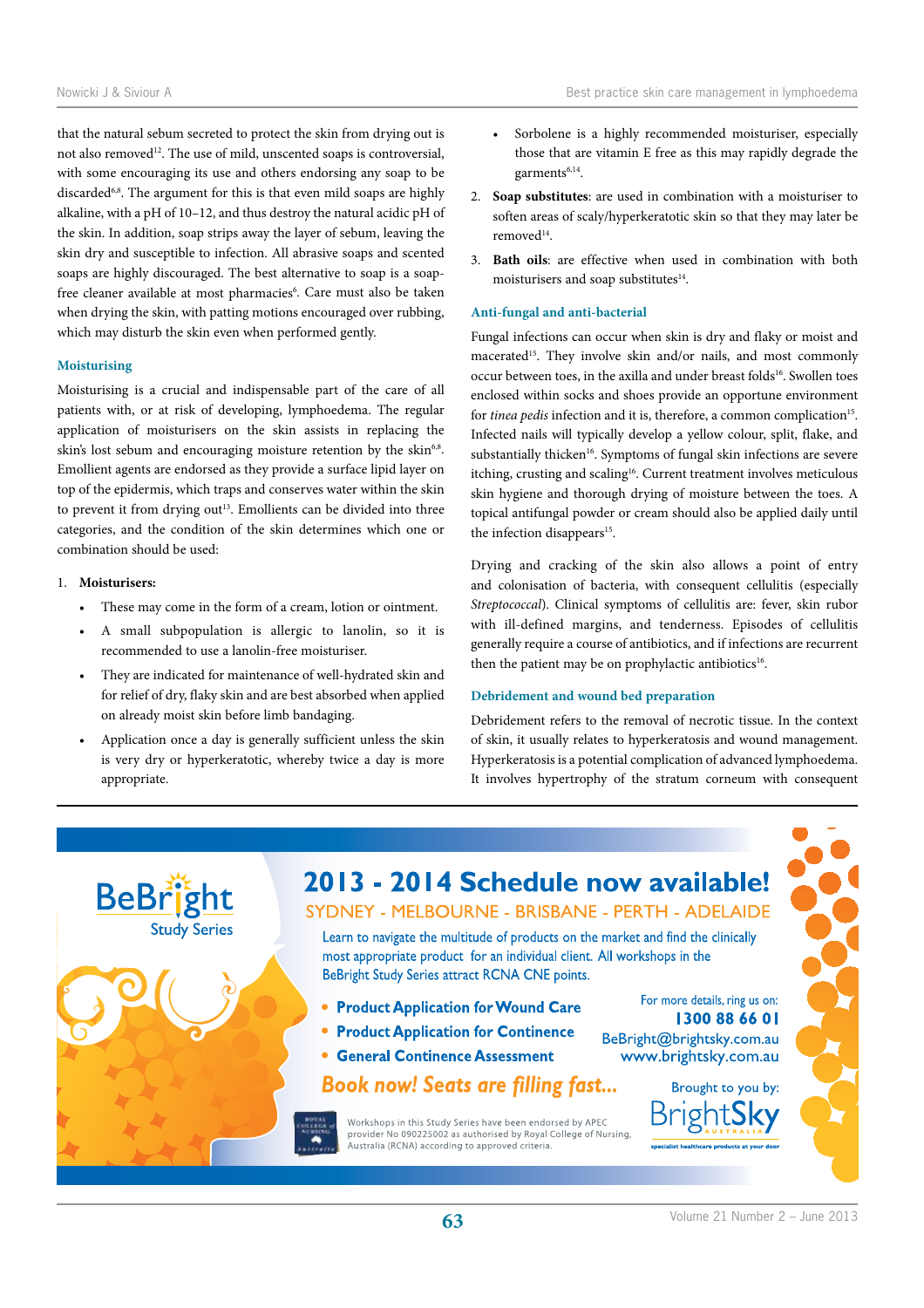that the natural sebum secreted to protect the skin from drying out is not also removed[12]. The use of mild, unscented soaps is controversial, with some encouraging its use and others endorsing any soap to be discarded[6,8]. The argument for this is that even mild soaps are highly alkaline, with a pH of 10–12, and thus destroy the natural acidic pH of the skin. In addition, soap strips away the layer of sebum, leaving the skin dry and susceptible to infection. All abrasive soaps and scented soaps are highly discouraged. The best alternative to soap is a soap-free cleaner available at most pharmacies[6]. Care must also be taken when drying the skin, with patting motions encouraged over rubbing, which may disturb the skin even when performed gently.

### Moisturising

Moisturising is a crucial and indispensable part of the care of all patients with, or at risk of developing, lymphoedema. The regular application of moisturisers on the skin assists in replacing the skin's lost sebum and encouraging moisture retention by the skin[6,8]. Emollient agents are endorsed as they provide a surface lipid layer on top of the epidermis, which traps and conserves water within the skin to prevent it from drying out[13]. Emollients can be divided into three categories, and the condition of the skin determines which one or combination should be used:

1. **Moisturisers:**
   - These may come in the form of a cream, lotion or ointment.
   - A small subpopulation is allergic to lanolin, so it is recommended to use a lanolin-free moisturiser.
   - They are indicated for maintenance of well-hydrated skin and for relief of dry, flaky skin and are best absorbed when applied on already moist skin before limb bandaging.
   - Application once a day is generally sufficient unless the skin is very dry or hyperkeratotic, whereby twice a day is more appropriate.
   - Sorbolene is a highly recommended moisturiser, especially those that are vitamin E free as this may rapidly degrade the garments[6,14].
2. **Soap substitutes**: are used in combination with a moisturiser to soften areas of scaly/hyperkeratotic skin so that they may later be removed[14].
3. **Bath oils**: are effective when used in combination with both moisturisers and soap substitutes[14].

### Anti-fungal and anti-bacterial

Fungal infections can occur when skin is dry and flaky or moist and macerated[15]. They involve skin and/or nails, and most commonly occur between toes, in the axilla and under breast folds[16]. Swollen toes enclosed within socks and shoes provide an opportune environment for *tinea pedis* infection and it is, therefore, a common complication[15]. Infected nails will typically develop a yellow colour, split, flake, and substantially thicken[16]. Symptoms of fungal skin infections are severe itching, crusting and scaling[16]. Current treatment involves meticulous skin hygiene and thorough drying of moisture between the toes. A topical antifungal powder or cream should also be applied daily until the infection disappears[15].

Drying and cracking of the skin also allows a point of entry and colonisation of bacteria, with consequent cellulitis (especially *Streptococcal*). Clinical symptoms of cellulitis are: fever, skin rubor with ill-defined margins, and tenderness. Episodes of cellulitis generally require a course of antibiotics, and if infections are recurrent then the patient may be on prophylactic antibiotics[16].

### Debridement and wound bed preparation

Debridement refers to the removal of necrotic tissue. In the context of skin, it usually relates to hyperkeratosis and wound management. Hyperkeratosis is a potential complication of advanced lymphoedema. It involves hypertrophy of the stratum corneum with consequent

---

BeBright Study Series

**2013 - 2014 Schedule now available!**

SYDNEY - MELBOURNE - BRISBANE - PERTH - ADELAIDE

Learn to navigate the multitude of products on the market and find the clinically most appropriate product for an individual client. All workshops in the BeBright Study Series attract RCNA CNE points.

- **Product Application for Wound Care**
- **Product Application for Continence**
- **General Continence Assessment**

For more details, ring us on: **1300 88 66 01**
BeBright@brightsky.com.au
www.brightsky.com.au

*Book now! Seats are filling fast...*

Brought to you by: BrightSky Australia — specialist healthcare products at your door

Workshops in this Study Series have been endorsed by APEC provider No 090225002 as authorised by Royal College of Nursing, Australia (RCNA) according to approved criteria.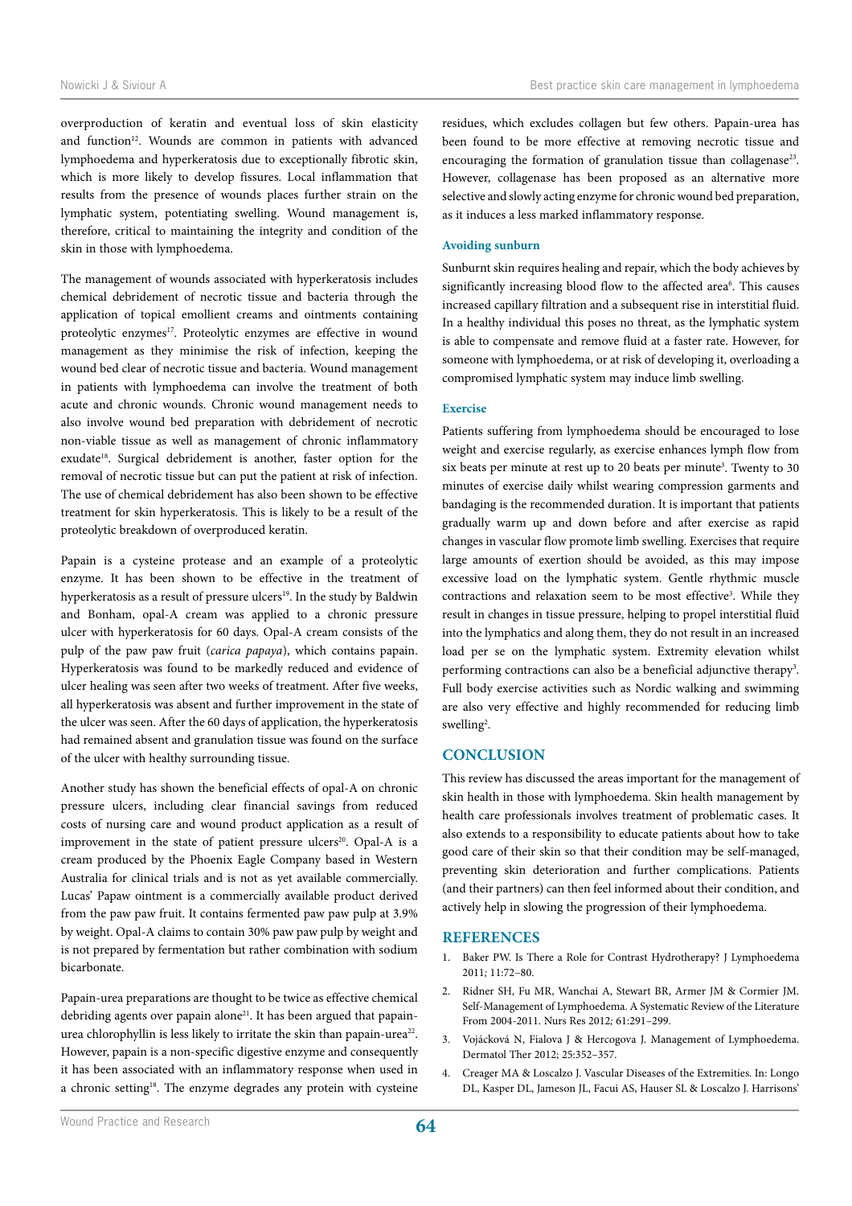overproduction of keratin and eventual loss of skin elasticity and function[12]. Wounds are common in patients with advanced lymphoedema and hyperkeratosis due to exceptionally fibrotic skin, which is more likely to develop fissures. Local inflammation that results from the presence of wounds places further strain on the lymphatic system, potentiating swelling. Wound management is, therefore, critical to maintaining the integrity and condition of the skin in those with lymphoedema.

The management of wounds associated with hyperkeratosis includes chemical debridement of necrotic tissue and bacteria through the application of topical emollient creams and ointments containing proteolytic enzymes[17]. Proteolytic enzymes are effective in wound management as they minimise the risk of infection, keeping the wound bed clear of necrotic tissue and bacteria. Wound management in patients with lymphoedema can involve the treatment of both acute and chronic wounds. Chronic wound management needs to also involve wound bed preparation with debridement of necrotic non-viable tissue as well as management of chronic inflammatory exudate[18]. Surgical debridement is another, faster option for the removal of necrotic tissue but can put the patient at risk of infection. The use of chemical debridement has also been shown to be effective treatment for skin hyperkeratosis. This is likely to be a result of the proteolytic breakdown of overproduced keratin.

Papain is a cysteine protease and an example of a proteolytic enzyme. It has been shown to be effective in the treatment of hyperkeratosis as a result of pressure ulcers[19]. In the study by Baldwin and Bonham, opal-A cream was applied to a chronic pressure ulcer with hyperkeratosis for 60 days. Opal-A cream consists of the pulp of the paw paw fruit (*carica papaya*), which contains papain. Hyperkeratosis was found to be markedly reduced and evidence of ulcer healing was seen after two weeks of treatment. After five weeks, all hyperkeratosis was absent and further improvement in the state of the ulcer was seen. After the 60 days of application, the hyperkeratosis had remained absent and granulation tissue was found on the surface of the ulcer with healthy surrounding tissue.

Another study has shown the beneficial effects of opal-A on chronic pressure ulcers, including clear financial savings from reduced costs of nursing care and wound product application as a result of improvement in the state of patient pressure ulcers[20]. Opal-A is a cream produced by the Phoenix Eagle Company based in Western Australia for clinical trials and is not as yet available commercially. Lucas' Papaw ointment is a commercially available product derived from the paw paw fruit. It contains fermented paw paw pulp at 3.9% by weight. Opal-A claims to contain 30% paw paw pulp by weight and is not prepared by fermentation but rather combination with sodium bicarbonate.

Papain-urea preparations are thought to be twice as effective chemical debriding agents over papain alone[21]. It has been argued that papain-urea chlorophyllin is less likely to irritate the skin than papain-urea[22]. However, papain is a non-specific digestive enzyme and consequently it has been associated with an inflammatory response when used in a chronic setting[18]. The enzyme degrades any protein with cysteine residues, which excludes collagen but few others. Papain-urea has been found to be more effective at removing necrotic tissue and encouraging the formation of granulation tissue than collagenase[23]. However, collagenase has been proposed as an alternative more selective and slowly acting enzyme for chronic wound bed preparation, as it induces a less marked inflammatory response.

### Avoiding sunburn

Sunburnt skin requires healing and repair, which the body achieves by significantly increasing blood flow to the affected area[6]. This causes increased capillary filtration and a subsequent rise in interstitial fluid. In a healthy individual this poses no threat, as the lymphatic system is able to compensate and remove fluid at a faster rate. However, for someone with lymphoedema, or at risk of developing it, overloading a compromised lymphatic system may induce limb swelling.

### Exercise

Patients suffering from lymphoedema should be encouraged to lose weight and exercise regularly, as exercise enhances lymph flow from six beats per minute at rest up to 20 beats per minute[3]. Twenty to 30 minutes of exercise daily whilst wearing compression garments and bandaging is the recommended duration. It is important that patients gradually warm up and down before and after exercise as rapid changes in vascular flow promote limb swelling. Exercises that require large amounts of exertion should be avoided, as this may impose excessive load on the lymphatic system. Gentle rhythmic muscle contractions and relaxation seem to be most effective[3]. While they result in changes in tissue pressure, helping to propel interstitial fluid into the lymphatics and along them, they do not result in an increased load per se on the lymphatic system. Extremity elevation whilst performing contractions can also be a beneficial adjunctive therapy[3]. Full body exercise activities such as Nordic walking and swimming are also very effective and highly recommended for reducing limb swelling[2].

## CONCLUSION

This review has discussed the areas important for the management of skin health in those with lymphoedema. Skin health management by health care professionals involves treatment of problematic cases. It also extends to a responsibility to educate patients about how to take good care of their skin so that their condition may be self-managed, preventing skin deterioration and further complications. Patients (and their partners) can then feel informed about their condition, and actively help in slowing the progression of their lymphoedema.

## REFERENCES

1. Baker PW. Is There a Role for Contrast Hydrotherapy? J Lymphoedema 2011; 11:72–80.
2. Ridner SH, Fu MR, Wanchai A, Stewart BR, Armer JM & Cormier JM. Self-Management of Lymphoedema. A Systematic Review of the Literature From 2004-2011. Nurs Res 2012; 61:291–299.
3. Vojácková N, Fialova J & Hercogova J. Management of Lymphoedema. Dermatol Ther 2012; 25:352–357.
4. Creager MA & Loscalzo J. Vascular Diseases of the Extremities. In: Longo DL, Kasper DL, Jameson JL, Facui AS, Hauser SL & Loscalzo J. Harrisons'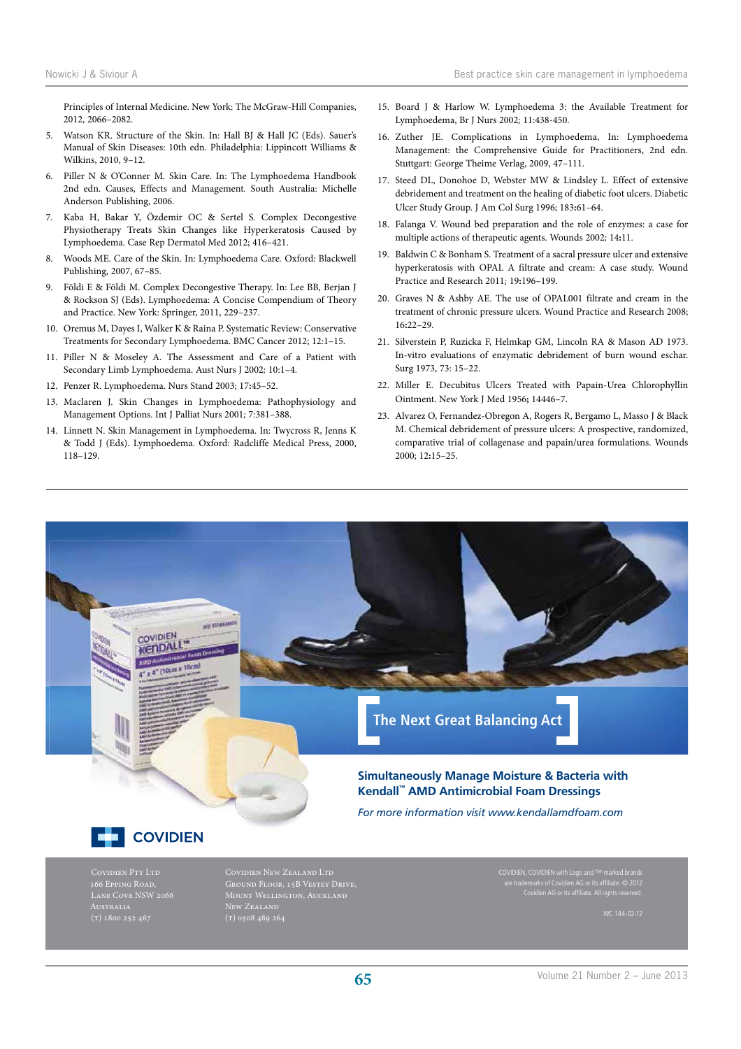Principles of Internal Medicine. New York: The McGraw-Hill Companies, 2012, 2066–2082.

5. Watson KR. Structure of the Skin. In: Hall BJ & Hall JC (Eds). Sauer's Manual of Skin Diseases: 10th edn. Philadelphia: Lippincott Williams & Wilkins, 2010, 9–12.
6. Piller N & O'Conner M. Skin Care. In: The Lymphoedema Handbook 2nd edn. Causes, Effects and Management. South Australia: Michelle Anderson Publishing, 2006.
7. Kaba H, Bakar Y, Özdemir OC & Sertel S. Complex Decongestive Physiotherapy Treats Skin Changes like Hyperkeratosis Caused by Lymphoedema. Case Rep Dermatol Med 2012; 416–421.
8. Woods ME. Care of the Skin. In: Lymphoedema Care. Oxford: Blackwell Publishing, 2007, 67–85.
9. Földi E & Földi M. Complex Decongestive Therapy. In: Lee BB, Berjan J & Rockson SJ (Eds). Lymphoedema: A Concise Compendium of Theory and Practice. New York: Springer, 2011, 229–237.
10. Oremus M, Dayes I, Walker K & Raina P. Systematic Review: Conservative Treatments for Secondary Lymphoedema. BMC Cancer 2012; 12:1–15.
11. Piller N & Moseley A. The Assessment and Care of a Patient with Secondary Limb Lymphoedema. Aust Nurs J 2002; 10:1–4.
12. Penzer R. Lymphoedema. Nurs Stand 2003; 17:45–52.
13. Maclaren J. Skin Changes in Lymphoedema: Pathophysiology and Management Options. Int J Palliat Nurs 2001; 7:381–388.
14. Linnett N. Skin Management in Lymphoedema. In: Twycross R, Jenns K & Todd J (Eds). Lymphoedema. Oxford: Radcliffe Medical Press, 2000, 118–129.
15. Board J & Harlow W. Lymphoedema 3: the Available Treatment for Lymphoedema, Br J Nurs 2002; 11:438-450.
16. Zuther JE. Complications in Lymphoedema, In: Lymphoedema Management: the Comprehensive Guide for Practitioners, 2nd edn. Stuttgart: George Theime Verlag, 2009, 47–111.
17. Steed DL, Donohoe D, Webster MW & Lindsley L. Effect of extensive debridement and treatment on the healing of diabetic foot ulcers. Diabetic Ulcer Study Group. J Am Col Surg 1996; 183:61–64.
18. Falanga V. Wound bed preparation and the role of enzymes: a case for multiple actions of therapeutic agents. Wounds 2002; 14:11.
19. Baldwin C & Bonham S. Treatment of a sacral pressure ulcer and extensive hyperkeratosis with OPAL A filtrate and cream: A case study. Wound Practice and Research 2011; 19:196–199.
20. Graves N & Ashby AE. The use of OPAL001 filtrate and cream in the treatment of chronic pressure ulcers. Wound Practice and Research 2008; 16:22–29.
21. Silverstein P, Ruzicka F, Helmkap GM, Lincoln RA & Mason AD 1973. In-vitro evaluations of enzymatic debridement of burn wound eschar. Surg 1973, 73: 15–22.
22. Miller E. Decubitus Ulcers Treated with Papain-Urea Chlorophyllin Ointment. New York J Med 1956; 14446–7.
23. Alvarez O, Fernandez-Obregon A, Rogers R, Bergamo L, Masso J & Black M. Chemical debridement of pressure ulcers: A prospective, randomized, comparative trial of collagenase and papain/urea formulations. Wounds 2000; 12:15–25.